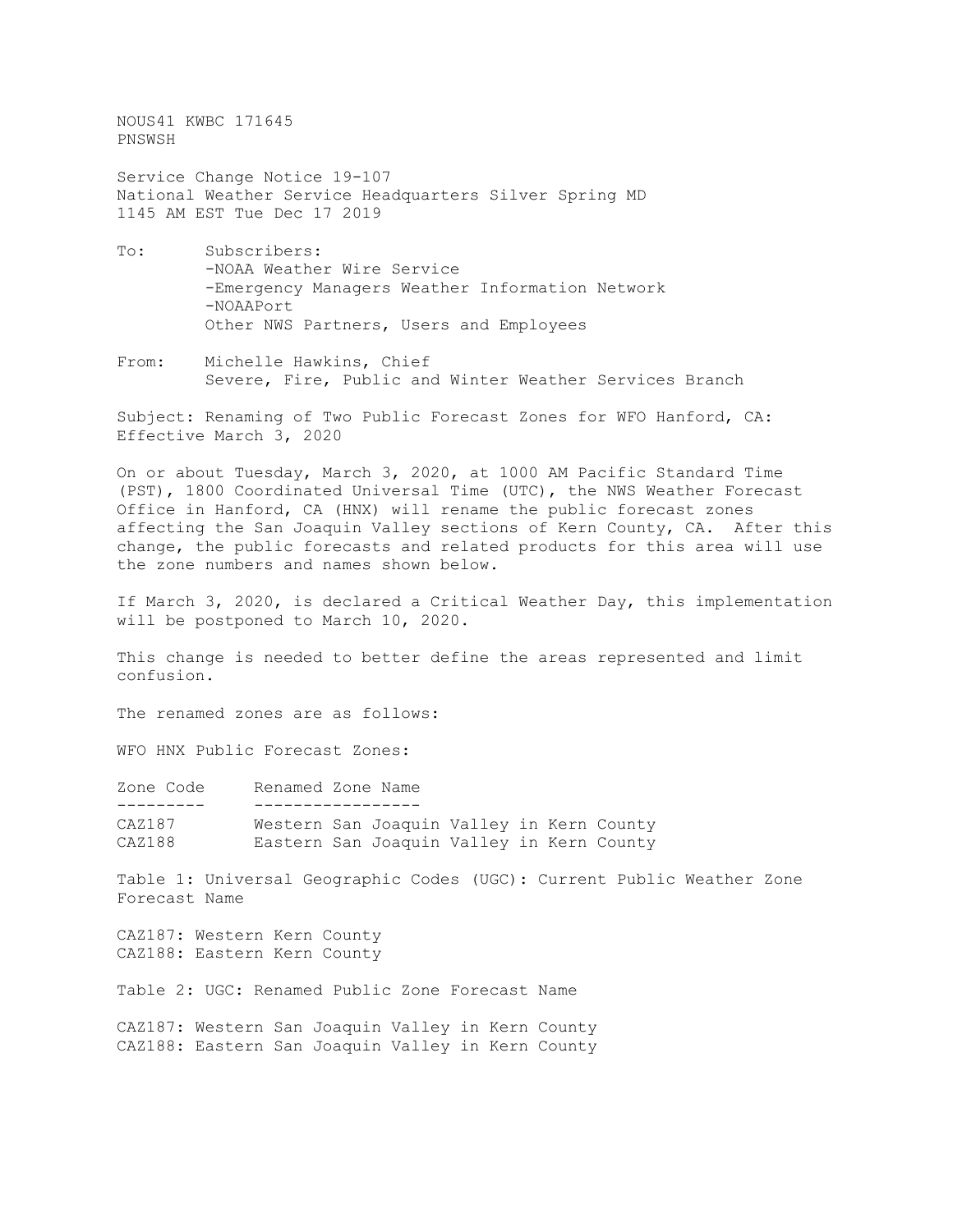NOUS41 KWBC 171645
PNSWSH

Service Change Notice 19-107
National Weather Service Headquarters Silver Spring MD
1145 AM EST Tue Dec 17 2019

To: Subscribers:
- -NOAA Weather Wire Service
- -Emergency Managers Weather Information Network
- -NOAAPort

Other NWS Partners, Users and Employees

From: Michelle Hawkins, Chief
Severe, Fire, Public and Winter Weather Services Branch

Subject: Renaming of Two Public Forecast Zones for WFO Hanford, CA: Effective March 3, 2020

On or about Tuesday, March 3, 2020, at 1000 AM Pacific Standard Time (PST), 1800 Coordinated Universal Time (UTC), the NWS Weather Forecast Office in Hanford, CA (HNX) will rename the public forecast zones affecting the San Joaquin Valley sections of Kern County, CA. After this change, the public forecasts and related products for this area will use the zone numbers and names shown below.

If March 3, 2020, is declared a Critical Weather Day, this implementation will be postponed to March 10, 2020.

This change is needed to better define the areas represented and limit confusion.

The renamed zones are as follows:

WFO HNX Public Forecast Zones:

| Zone Code | Renamed Zone Name |
|---|---|
| CAZ187 | Western San Joaquin Valley in Kern County |
| CAZ188 | Eastern San Joaquin Valley in Kern County |

Table 1: Universal Geographic Codes (UGC): Current Public Weather Zone Forecast Name

CAZ187: Western Kern County
CAZ188: Eastern Kern County

Table 2: UGC: Renamed Public Zone Forecast Name

CAZ187: Western San Joaquin Valley in Kern County
CAZ188: Eastern San Joaquin Valley in Kern County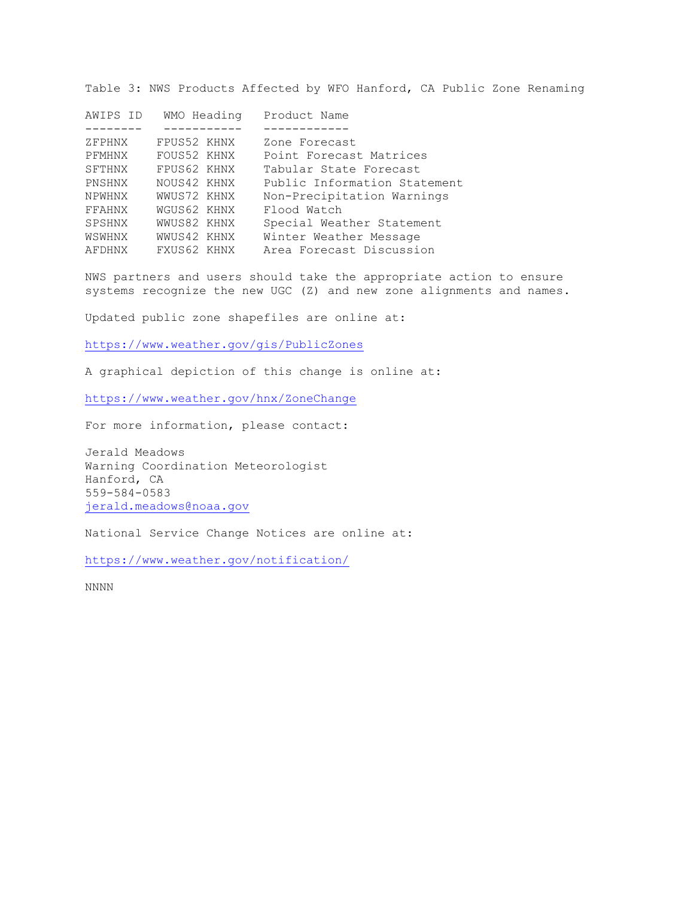Table 3: NWS Products Affected by WFO Hanford, CA Public Zone Renaming

| AWIPS ID | WMO Heading | Product Name |
|---|---|---|
| ZFPHNX | FPUS52 KHNX | Zone Forecast |
| PFMHNX | FOUS52 KHNX | Point Forecast Matrices |
| SFTHNX | FPUS62 KHNX | Tabular State Forecast |
| PNSHNX | NOUS42 KHNX | Public Information Statement |
| NPWHNX | WWUS72 KHNX | Non-Precipitation Warnings |
| FFAHNX | WGUS62 KHNX | Flood Watch |
| SPSHNX | WWUS82 KHNX | Special Weather Statement |
| WSWHNX | WWUS42 KHNX | Winter Weather Message |
| AFDHNX | FXUS62 KHNX | Area Forecast Discussion |

NWS partners and users should take the appropriate action to ensure systems recognize the new UGC (Z) and new zone alignments and names.

Updated public zone shapefiles are online at:

https://www.weather.gov/gis/PublicZones

A graphical depiction of this change is online at:

https://www.weather.gov/hnx/ZoneChange

For more information, please contact:

Jerald Meadows
Warning Coordination Meteorologist
Hanford, CA
559-584-0583
jerald.meadows@noaa.gov

National Service Change Notices are online at:

https://www.weather.gov/notification/

NNNN